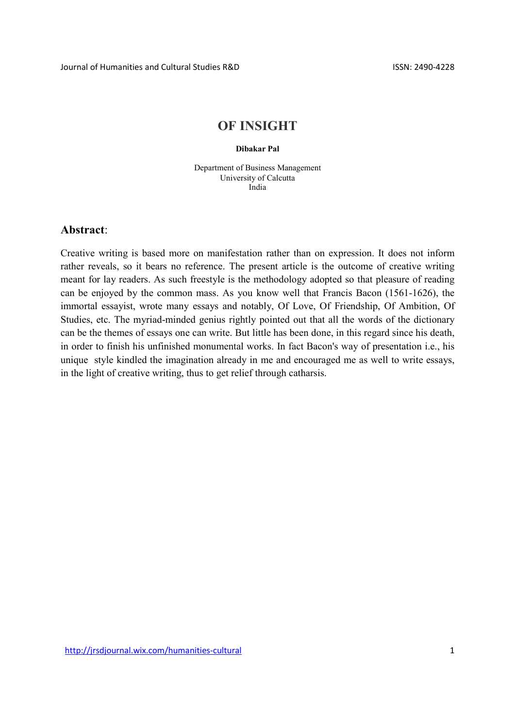# OF INSIGHT

**Dibakar Pal**

Department of Business Management
University of Calcutta
India

## Abstract:

Creative writing is based more on manifestation rather than on expression. It does not inform rather reveals, so it bears no reference. The present article is the outcome of creative writing meant for lay readers. As such freestyle is the methodology adopted so that pleasure of reading can be enjoyed by the common mass. As you know well that Francis Bacon (1561-1626), the immortal essayist, wrote many essays and notably, Of Love, Of Friendship, Of Ambition, Of Studies, etc. The myriad-minded genius rightly pointed out that all the words of the dictionary can be the themes of essays one can write. But little has been done, in this regard since his death, in order to finish his unfinished monumental works. In fact Bacon's way of presentation i.e., his unique style kindled the imagination already in me and encouraged me as well to write essays, in the light of creative writing, thus to get relief through catharsis.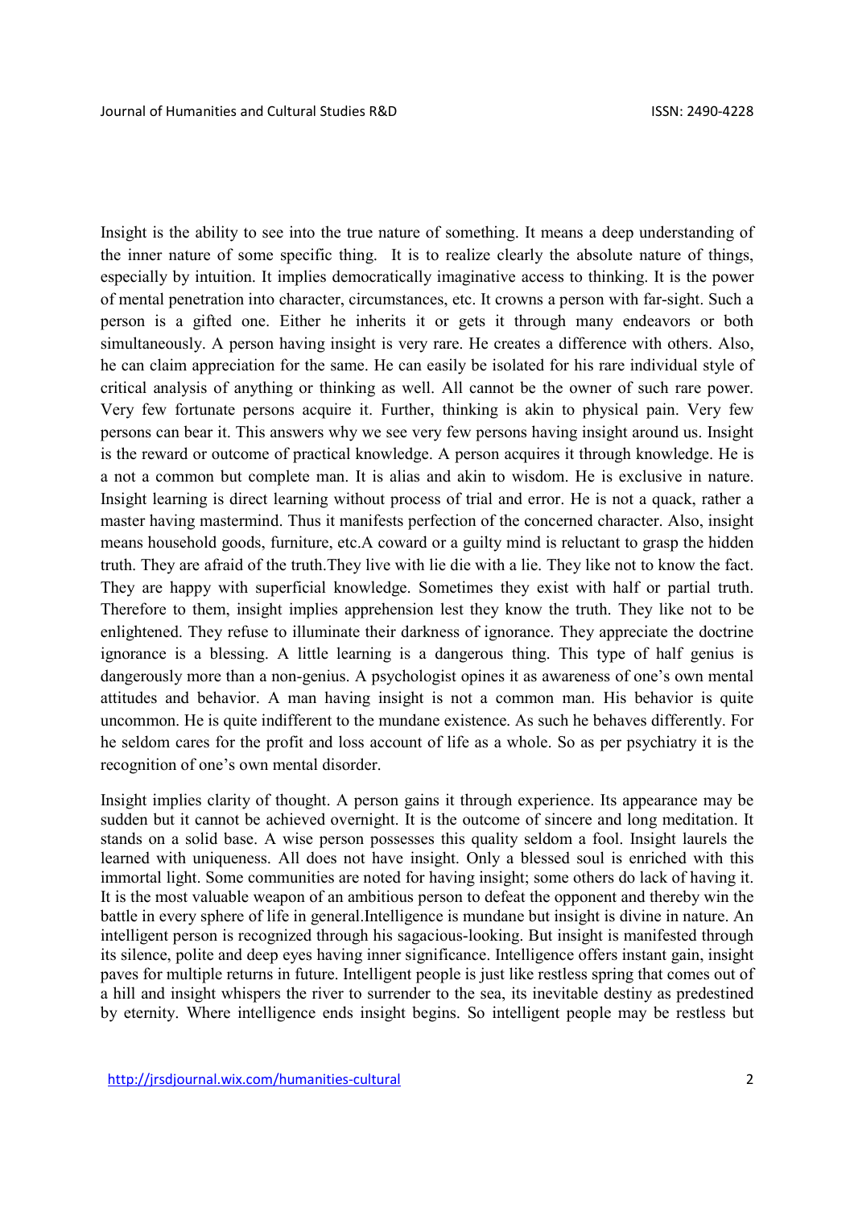Insight is the ability to see into the true nature of something. It means a deep understanding of the inner nature of some specific thing. It is to realize clearly the absolute nature of things, especially by intuition. It implies democratically imaginative access to thinking. It is the power of mental penetration into character, circumstances, etc. It crowns a person with far-sight. Such a person is a gifted one. Either he inherits it or gets it through many endeavors or both simultaneously. A person having insight is very rare. He creates a difference with others. Also, he can claim appreciation for the same. He can easily be isolated for his rare individual style of critical analysis of anything or thinking as well. All cannot be the owner of such rare power. Very few fortunate persons acquire it. Further, thinking is akin to physical pain. Very few persons can bear it. This answers why we see very few persons having insight around us. Insight is the reward or outcome of practical knowledge. A person acquires it through knowledge. He is a not a common but complete man. It is alias and akin to wisdom. He is exclusive in nature. Insight learning is direct learning without process of trial and error. He is not a quack, rather a master having mastermind. Thus it manifests perfection of the concerned character. Also, insight means household goods, furniture, etc.A coward or a guilty mind is reluctant to grasp the hidden truth. They are afraid of the truth.They live with lie die with a lie. They like not to know the fact. They are happy with superficial knowledge. Sometimes they exist with half or partial truth. Therefore to them, insight implies apprehension lest they know the truth. They like not to be enlightened. They refuse to illuminate their darkness of ignorance. They appreciate the doctrine ignorance is a blessing. A little learning is a dangerous thing. This type of half genius is dangerously more than a non-genius. A psychologist opines it as awareness of one's own mental attitudes and behavior. A man having insight is not a common man. His behavior is quite uncommon. He is quite indifferent to the mundane existence. As such he behaves differently. For he seldom cares for the profit and loss account of life as a whole. So as per psychiatry it is the recognition of one's own mental disorder.

Insight implies clarity of thought. A person gains it through experience. Its appearance may be sudden but it cannot be achieved overnight. It is the outcome of sincere and long meditation. It stands on a solid base. A wise person possesses this quality seldom a fool. Insight laurels the learned with uniqueness. All does not have insight. Only a blessed soul is enriched with this immortal light. Some communities are noted for having insight; some others do lack of having it. It is the most valuable weapon of an ambitious person to defeat the opponent and thereby win the battle in every sphere of life in general.Intelligence is mundane but insight is divine in nature. An intelligent person is recognized through his sagacious-looking. But insight is manifested through its silence, polite and deep eyes having inner significance. Intelligence offers instant gain, insight paves for multiple returns in future. Intelligent people is just like restless spring that comes out of a hill and insight whispers the river to surrender to the sea, its inevitable destiny as predestined by eternity. Where intelligence ends insight begins. So intelligent people may be restless but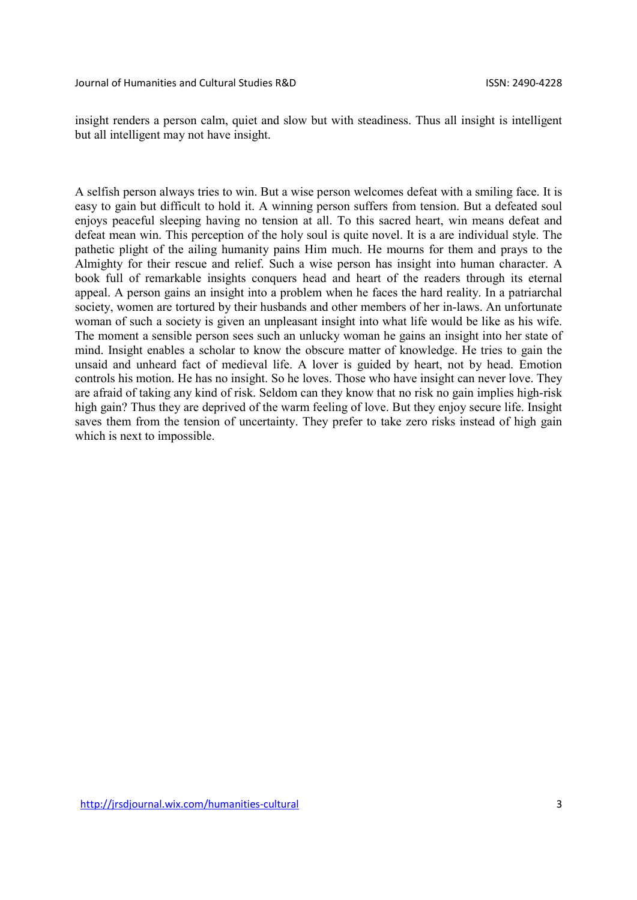insight renders a person calm, quiet and slow but with steadiness. Thus all insight is intelligent but all intelligent may not have insight.

A selfish person always tries to win. But a wise person welcomes defeat with a smiling face. It is easy to gain but difficult to hold it. A winning person suffers from tension. But a defeated soul enjoys peaceful sleeping having no tension at all. To this sacred heart, win means defeat and defeat mean win. This perception of the holy soul is quite novel. It is a are individual style. The pathetic plight of the ailing humanity pains Him much. He mourns for them and prays to the Almighty for their rescue and relief. Such a wise person has insight into human character. A book full of remarkable insights conquers head and heart of the readers through its eternal appeal. A person gains an insight into a problem when he faces the hard reality. In a patriarchal society, women are tortured by their husbands and other members of her in-laws. An unfortunate woman of such a society is given an unpleasant insight into what life would be like as his wife. The moment a sensible person sees such an unlucky woman he gains an insight into her state of mind. Insight enables a scholar to know the obscure matter of knowledge. He tries to gain the unsaid and unheard fact of medieval life. A lover is guided by heart, not by head. Emotion controls his motion. He has no insight. So he loves. Those who have insight can never love. They are afraid of taking any kind of risk. Seldom can they know that no risk no gain implies high-risk high gain? Thus they are deprived of the warm feeling of love. But they enjoy secure life. Insight saves them from the tension of uncertainty. They prefer to take zero risks instead of high gain which is next to impossible.